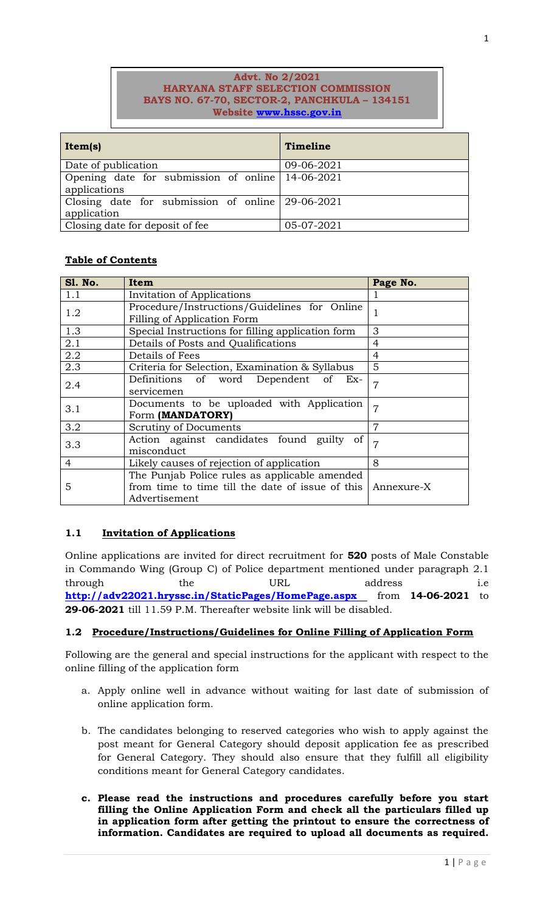**Advt. No 2/2021**
**HARYANA STAFF SELECTION COMMISSION**
**BAYS NO. 67-70, SECTOR-2, PANCHKULA – 134151**
**Website www.hssc.gov.in**

| Item(s) | Timeline |
| --- | --- |
| Date of publication | 09-06-2021 |
| Opening date for submission of online applications | 14-06-2021 |
| Closing date for submission of online application | 29-06-2021 |
| Closing date for deposit of fee | 05-07-2021 |

**Table of Contents**

| Sl. No. | Item | Page No. |
| --- | --- | --- |
| 1.1 | Invitation of Applications | 1 |
| 1.2 | Procedure/Instructions/Guidelines for Online Filling of Application Form | 1 |
| 1.3 | Special Instructions for filling application form | 3 |
| 2.1 | Details of Posts and Qualifications | 4 |
| 2.2 | Details of Fees | 4 |
| 2.3 | Criteria for Selection, Examination & Syllabus | 5 |
| 2.4 | Definitions of word Dependent of Ex-servicemen | 7 |
| 3.1 | Documents to be uploaded with Application Form **(MANDATORY)** | 7 |
| 3.2 | Scrutiny of Documents | 7 |
| 3.3 | Action against candidates found guilty of misconduct | 7 |
| 4 | Likely causes of rejection of application | 8 |
| 5 | The Punjab Police rules as applicable amended from time to time till the date of issue of this Advertisement | Annexure-X |

## 1.1 Invitation of Applications

Online applications are invited for direct recruitment for **520** posts of Male Constable in Commando Wing (Group C) of Police department mentioned under paragraph 2.1 through the URL address i.e **http://adv22021.hryssc.in/StaticPages/HomePage.aspx** from **14-06-2021** to **29-06-2021** till 11.59 P.M. Thereafter website link will be disabled.

## 1.2 Procedure/Instructions/Guidelines for Online Filling of Application Form

Following are the general and special instructions for the applicant with respect to the online filling of the application form

a. Apply online well in advance without waiting for last date of submission of online application form.

b. The candidates belonging to reserved categories who wish to apply against the post meant for General Category should deposit application fee as prescribed for General Category. They should also ensure that they fulfill all eligibility conditions meant for General Category candidates.

c. **Please read the instructions and procedures carefully before you start filling the Online Application Form and check all the particulars filled up in application form after getting the printout to ensure the correctness of information. Candidates are required to upload all documents as required.**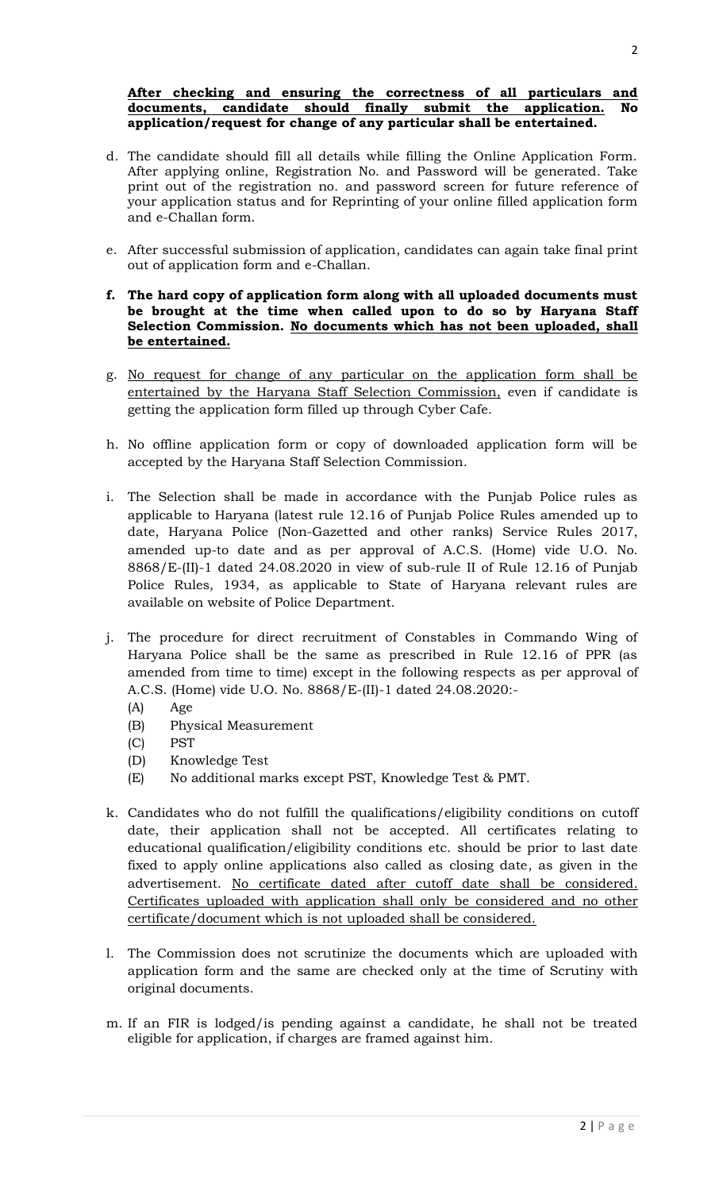**<u>After checking and ensuring the correctness of all particulars and documents, candidate should finally submit the application.</u> No application/request for change of any particular shall be entertained.**

d. The candidate should fill all details while filling the Online Application Form. After applying online, Registration No. and Password will be generated. Take print out of the registration no. and password screen for future reference of your application status and for Reprinting of your online filled application form and e-Challan form.

e. After successful submission of application, candidates can again take final print out of application form and e-Challan.

**f. The hard copy of application form along with all uploaded documents must be brought at the time when called upon to do so by Haryana Staff Selection Commission. <u>No documents which has not been uploaded, shall be entertained.</u>**

g. <u>No request for change of any particular on the application form shall be entertained by the Haryana Staff Selection Commission,</u> even if candidate is getting the application form filled up through Cyber Cafe.

h. No offline application form or copy of downloaded application form will be accepted by the Haryana Staff Selection Commission.

i. The Selection shall be made in accordance with the Punjab Police rules as applicable to Haryana (latest rule 12.16 of Punjab Police Rules amended up to date, Haryana Police (Non-Gazetted and other ranks) Service Rules 2017, amended up-to date and as per approval of A.C.S. (Home) vide U.O. No. 8868/E-(II)-1 dated 24.08.2020 in view of sub-rule II of Rule 12.16 of Punjab Police Rules, 1934, as applicable to State of Haryana relevant rules are available on website of Police Department.

j. The procedure for direct recruitment of Constables in Commando Wing of Haryana Police shall be the same as prescribed in Rule 12.16 of PPR (as amended from time to time) except in the following respects as per approval of A.C.S. (Home) vide U.O. No. 8868/E-(II)-1 dated 24.08.2020:-
   - (A) Age
   - (B) Physical Measurement
   - (C) PST
   - (D) Knowledge Test
   - (E) No additional marks except PST, Knowledge Test & PMT.

k. Candidates who do not fulfill the qualifications/eligibility conditions on cutoff date, their application shall not be accepted. All certificates relating to educational qualification/eligibility conditions etc. should be prior to last date fixed to apply online applications also called as closing date, as given in the advertisement. <u>No certificate dated after cutoff date shall be considered. Certificates uploaded with application shall only be considered and no other certificate/document which is not uploaded shall be considered.</u>

l. The Commission does not scrutinize the documents which are uploaded with application form and the same are checked only at the time of Scrutiny with original documents.

m. If an FIR is lodged/is pending against a candidate, he shall not be treated eligible for application, if charges are framed against him.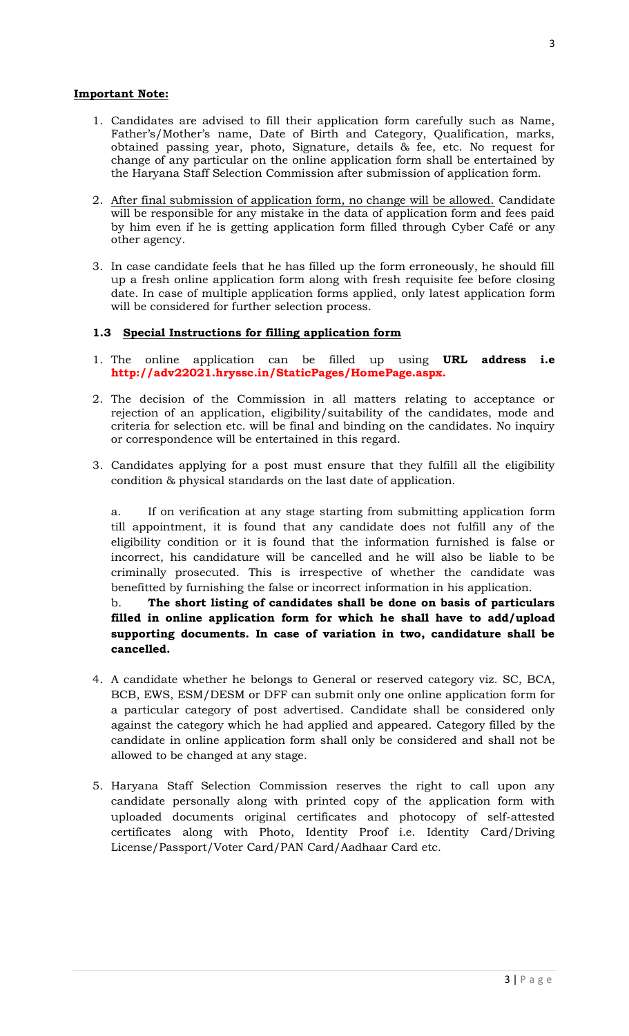**<u>Important Note:</u>**

1. Candidates are advised to fill their application form carefully such as Name, Father's/Mother's name, Date of Birth and Category, Qualification, marks, obtained passing year, photo, Signature, details & fee, etc. No request for change of any particular on the online application form shall be entertained by the Haryana Staff Selection Commission after submission of application form.

2. <u>After final submission of application form, no change will be allowed.</u> Candidate will be responsible for any mistake in the data of application form and fees paid by him even if he is getting application form filled through Cyber Café or any other agency.

3. In case candidate feels that he has filled up the form erroneously, he should fill up a fresh online application form along with fresh requisite fee before closing date. In case of multiple application forms applied, only latest application form will be considered for further selection process.

### 1.3 <u>Special Instructions for filling application form</u>

1. The online application can be filled up using **URL address i.e http://adv22021.hryssc.in/StaticPages/HomePage.aspx.**

2. The decision of the Commission in all matters relating to acceptance or rejection of an application, eligibility/suitability of the candidates, mode and criteria for selection etc. will be final and binding on the candidates. No inquiry or correspondence will be entertained in this regard.

3. Candidates applying for a post must ensure that they fulfill all the eligibility condition & physical standards on the last date of application.

   a. If on verification at any stage starting from submitting application form till appointment, it is found that any candidate does not fulfill any of the eligibility condition or it is found that the information furnished is false or incorrect, his candidature will be cancelled and he will also be liable to be criminally prosecuted. This is irrespective of whether the candidate was benefitted by furnishing the false or incorrect information in his application.

   b. **The short listing of candidates shall be done on basis of particulars filled in online application form for which he shall have to add/upload supporting documents. In case of variation in two, candidature shall be cancelled.**

4. A candidate whether he belongs to General or reserved category viz. SC, BCA, BCB, EWS, ESM/DESM or DFF can submit only one online application form for a particular category of post advertised. Candidate shall be considered only against the category which he had applied and appeared. Category filled by the candidate in online application form shall only be considered and shall not be allowed to be changed at any stage.

5. Haryana Staff Selection Commission reserves the right to call upon any candidate personally along with printed copy of the application form with uploaded documents original certificates and photocopy of self-attested certificates along with Photo, Identity Proof i.e. Identity Card/Driving License/Passport/Voter Card/PAN Card/Aadhaar Card etc.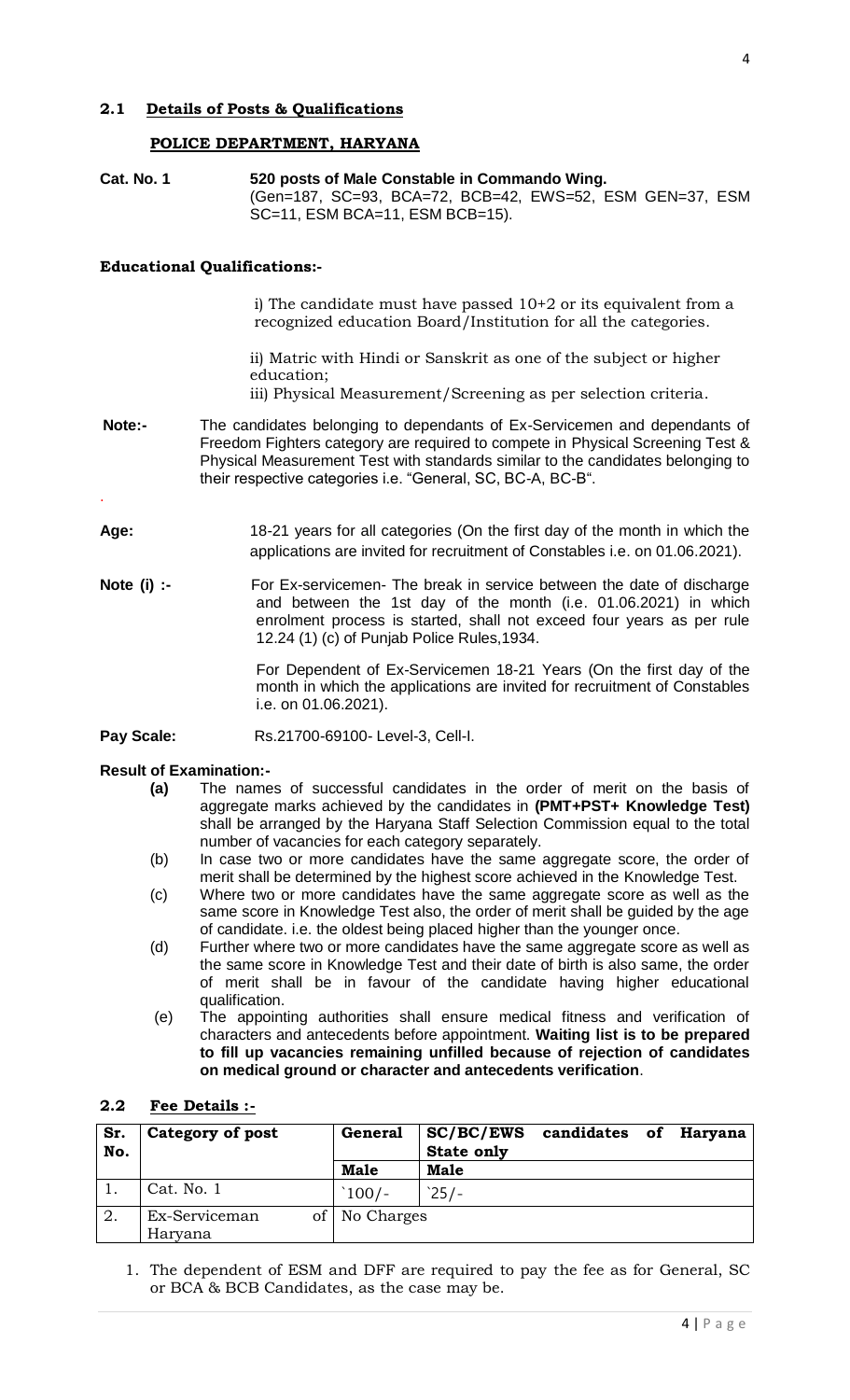## 2.1 Details of Posts & Qualifications

### POLICE DEPARTMENT, HARYANA

**Cat. No. 1** **520 posts of Male Constable in Commando Wing.**
(Gen=187, SC=93, BCA=72, BCB=42, EWS=52, ESM GEN=37, ESM SC=11, ESM BCA=11, ESM BCB=15).

**Educational Qualifications:-**

i) The candidate must have passed 10+2 or its equivalent from a recognized education Board/Institution for all the categories.

ii) Matric with Hindi or Sanskrit as one of the subject or higher education;

iii) Physical Measurement/Screening as per selection criteria.

**Note:-** The candidates belonging to dependants of Ex-Servicemen and dependants of Freedom Fighters category are required to compete in Physical Screening Test & Physical Measurement Test with standards similar to the candidates belonging to their respective categories i.e. "General, SC, BC-A, BC-B".

**Age:** 18-21 years for all categories (On the first day of the month in which the applications are invited for recruitment of Constables i.e. on 01.06.2021).

**Note (i) :-** For Ex-servicemen- The break in service between the date of discharge and between the 1st day of the month (i.e. 01.06.2021) in which enrolment process is started, shall not exceed four years as per rule 12.24 (1) (c) of Punjab Police Rules,1934.

For Dependent of Ex-Servicemen 18-21 Years (On the first day of the month in which the applications are invited for recruitment of Constables i.e. on 01.06.2021).

**Pay Scale:** Rs.21700-69100- Level-3, Cell-I.

**Result of Examination:-**

- **(a)** The names of successful candidates in the order of merit on the basis of aggregate marks achieved by the candidates in **(PMT+PST+ Knowledge Test)** shall be arranged by the Haryana Staff Selection Commission equal to the total number of vacancies for each category separately.
- (b) In case two or more candidates have the same aggregate score, the order of merit shall be determined by the highest score achieved in the Knowledge Test.
- (c) Where two or more candidates have the same aggregate score as well as the same score in Knowledge Test also, the order of merit shall be guided by the age of candidate. i.e. the oldest being placed higher than the younger once.
- (d) Further where two or more candidates have the same aggregate score as well as the same score in Knowledge Test and their date of birth is also same, the order of merit shall be in favour of the candidate having higher educational qualification.
- (e) The appointing authorities shall ensure medical fitness and verification of characters and antecedents before appointment. **Waiting list is to be prepared to fill up vacancies remaining unfilled because of rejection of candidates on medical ground or character and antecedents verification**.

## 2.2 Fee Details :-

| Sr. No. | Category of post | General | SC/BC/EWS candidates of Haryana State only |
|---|---|---|---|
| | | Male | Male |
| 1. | Cat. No. 1 | `100/- | `25/- |
| 2. | Ex-Serviceman of Haryana | No Charges | |

1. The dependent of ESM and DFF are required to pay the fee as for General, SC or BCA & BCB Candidates, as the case may be.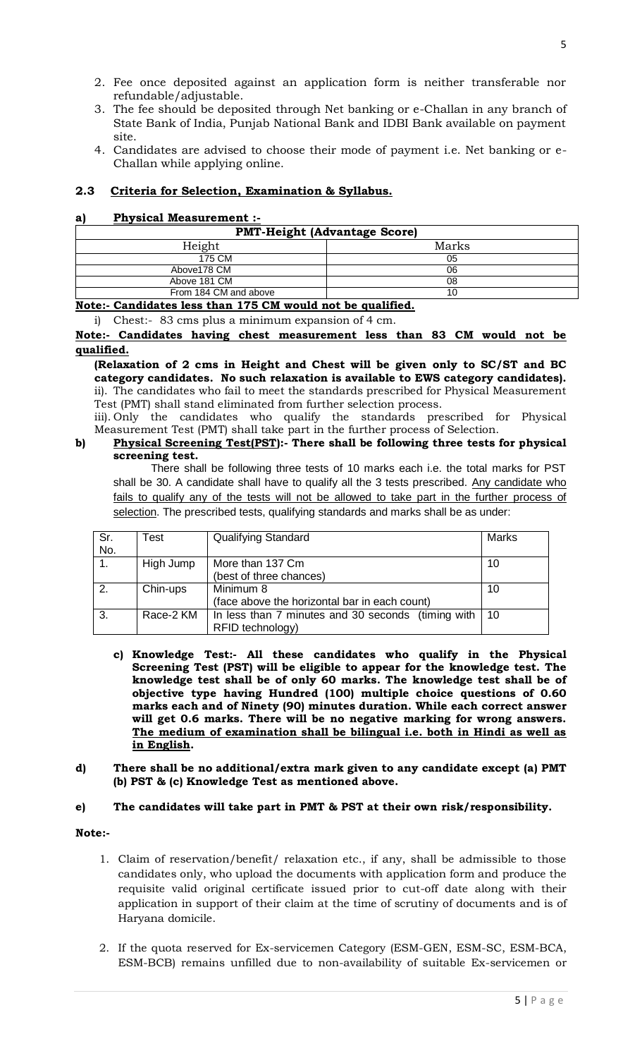2. Fee once deposited against an application form is neither transferable nor refundable/adjustable.
3. The fee should be deposited through Net banking or e-Challan in any branch of State Bank of India, Punjab National Bank and IDBI Bank available on payment site.
4. Candidates are advised to choose their mode of payment i.e. Net banking or e-Challan while applying online.

### 2.3 Criteria for Selection, Examination & Syllabus.

#### a) Physical Measurement :-

| PMT-Height (Advantage Score) | |
|---|---|
| Height | Marks |
| 175 CM | 05 |
| Above178 CM | 06 |
| Above 181 CM | 08 |
| From 184 CM and above | 10 |

**Note:- Candidates less than 175 CM would not be qualified.**

i) Chest:- 83 cms plus a minimum expansion of 4 cm.

**Note:- Candidates having chest measurement less than 83 CM would not be qualified.**

**(Relaxation of 2 cms in Height and Chest will be given only to SC/ST and BC category candidates. No such relaxation is available to EWS category candidates).**

ii). The candidates who fail to meet the standards prescribed for Physical Measurement Test (PMT) shall stand eliminated from further selection process.

iii). Only the candidates who qualify the standards prescribed for Physical Measurement Test (PMT) shall take part in the further process of Selection.

#### b) Physical Screening Test(PST):- There shall be following three tests for physical screening test.

There shall be following three tests of 10 marks each i.e. the total marks for PST shall be 30. A candidate shall have to qualify all the 3 tests prescribed. Any candidate who fails to qualify any of the tests will not be allowed to take part in the further process of selection. The prescribed tests, qualifying standards and marks shall be as under:

| Sr. No. | Test | Qualifying Standard | Marks |
|---|---|---|---|
| 1. | High Jump | More than 137 Cm (best of three chances) | 10 |
| 2. | Chin-ups | Minimum 8 (face above the horizontal bar in each count) | 10 |
| 3. | Race-2 KM | In less than 7 minutes and 30 seconds (timing with RFID technology) | 10 |

c) **Knowledge Test:- All these candidates who qualify in the Physical Screening Test (PST) will be eligible to appear for the knowledge test. The knowledge test shall be of only 60 marks. The knowledge test shall be of objective type having Hundred (100) multiple choice questions of 0.60 marks each and of Ninety (90) minutes duration. While each correct answer will get 0.6 marks. There will be no negative marking for wrong answers. The medium of examination shall be bilingual i.e. both in Hindi as well as in English.**

**d) There shall be no additional/extra mark given to any candidate except (a) PMT (b) PST & (c) Knowledge Test as mentioned above.**

**e) The candidates will take part in PMT & PST at their own risk/responsibility.**

**Note:-**

1. Claim of reservation/benefit/ relaxation etc., if any, shall be admissible to those candidates only, who upload the documents with application form and produce the requisite valid original certificate issued prior to cut-off date along with their application in support of their claim at the time of scrutiny of documents and is of Haryana domicile.

2. If the quota reserved for Ex-servicemen Category (ESM-GEN, ESM-SC, ESM-BCA, ESM-BCB) remains unfilled due to non-availability of suitable Ex-servicemen or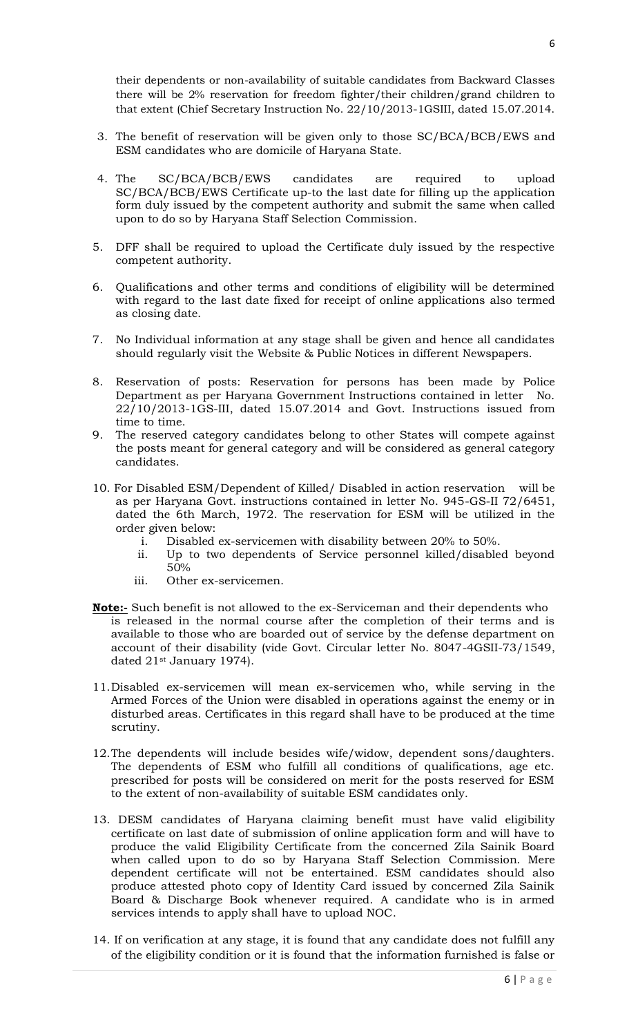their dependents or non-availability of suitable candidates from Backward Classes there will be 2% reservation for freedom fighter/their children/grand children to that extent (Chief Secretary Instruction No. 22/10/2013-1GSIII, dated 15.07.2014.

3. The benefit of reservation will be given only to those SC/BCA/BCB/EWS and ESM candidates who are domicile of Haryana State.

4. The SC/BCA/BCB/EWS candidates are required to upload SC/BCA/BCB/EWS Certificate up-to the last date for filling up the application form duly issued by the competent authority and submit the same when called upon to do so by Haryana Staff Selection Commission.

5. DFF shall be required to upload the Certificate duly issued by the respective competent authority.

6. Qualifications and other terms and conditions of eligibility will be determined with regard to the last date fixed for receipt of online applications also termed as closing date.

7. No Individual information at any stage shall be given and hence all candidates should regularly visit the Website & Public Notices in different Newspapers.

8. Reservation of posts: Reservation for persons has been made by Police Department as per Haryana Government Instructions contained in letter No. 22/10/2013-1GS-III, dated 15.07.2014 and Govt. Instructions issued from time to time.

9. The reserved category candidates belong to other States will compete against the posts meant for general category and will be considered as general category candidates.

10. For Disabled ESM/Dependent of Killed/ Disabled in action reservation will be as per Haryana Govt. instructions contained in letter No. 945-GS-II 72/6451, dated the 6th March, 1972. The reservation for ESM will be utilized in the order given below:
    i. Disabled ex-servicemen with disability between 20% to 50%.
    ii. Up to two dependents of Service personnel killed/disabled beyond 50%
    iii. Other ex-servicemen.

**Note:-** Such benefit is not allowed to the ex-Serviceman and their dependents who is released in the normal course after the completion of their terms and is available to those who are boarded out of service by the defense department on account of their disability (vide Govt. Circular letter No. 8047-4GSII-73/1549, dated 21st January 1974).

11. Disabled ex-servicemen will mean ex-servicemen who, while serving in the Armed Forces of the Union were disabled in operations against the enemy or in disturbed areas. Certificates in this regard shall have to be produced at the time scrutiny.

12. The dependents will include besides wife/widow, dependent sons/daughters. The dependents of ESM who fulfill all conditions of qualifications, age etc. prescribed for posts will be considered on merit for the posts reserved for ESM to the extent of non-availability of suitable ESM candidates only.

13. DESM candidates of Haryana claiming benefit must have valid eligibility certificate on last date of submission of online application form and will have to produce the valid Eligibility Certificate from the concerned Zila Sainik Board when called upon to do so by Haryana Staff Selection Commission. Mere dependent certificate will not be entertained. ESM candidates should also produce attested photo copy of Identity Card issued by concerned Zila Sainik Board & Discharge Book whenever required. A candidate who is in armed services intends to apply shall have to upload NOC.

14. If on verification at any stage, it is found that any candidate does not fulfill any of the eligibility condition or it is found that the information furnished is false or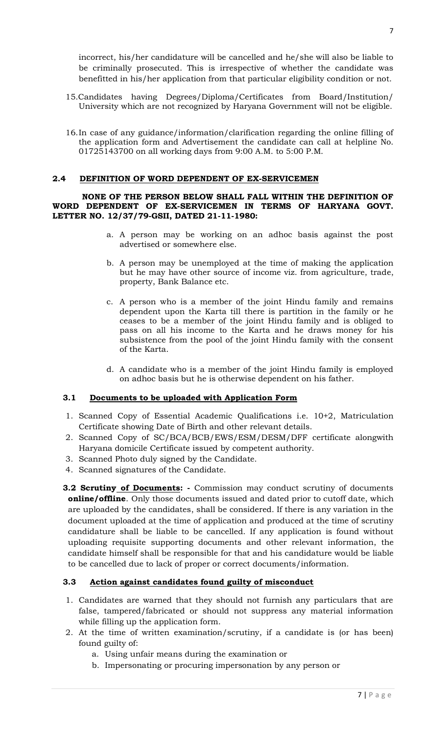incorrect, his/her candidature will be cancelled and he/she will also be liable to be criminally prosecuted. This is irrespective of whether the candidate was benefitted in his/her application from that particular eligibility condition or not.

15. Candidates having Degrees/Diploma/Certificates from Board/Institution/ University which are not recognized by Haryana Government will not be eligible.

16. In case of any guidance/information/clarification regarding the online filling of the application form and Advertisement the candidate can call at helpline No. 01725143700 on all working days from 9:00 A.M. to 5:00 P.M.

### 2.4 DEFINITION OF WORD DEPENDENT OF EX-SERVICEMEN

**NONE OF THE PERSON BELOW SHALL FALL WITHIN THE DEFINITION OF WORD DEPENDENT OF EX-SERVICEMEN IN TERMS OF HARYANA GOVT. LETTER NO. 12/37/79-GSII, DATED 21-11-1980:**

a. A person may be working on an adhoc basis against the post advertised or somewhere else.

b. A person may be unemployed at the time of making the application but he may have other source of income viz. from agriculture, trade, property, Bank Balance etc.

c. A person who is a member of the joint Hindu family and remains dependent upon the Karta till there is partition in the family or he ceases to be a member of the joint Hindu family and is obliged to pass on all his income to the Karta and he draws money for his subsistence from the pool of the joint Hindu family with the consent of the Karta.

d. A candidate who is a member of the joint Hindu family is employed on adhoc basis but he is otherwise dependent on his father.

### 3.1 Documents to be uploaded with Application Form

1. Scanned Copy of Essential Academic Qualifications i.e. 10+2, Matriculation Certificate showing Date of Birth and other relevant details.
2. Scanned Copy of SC/BCA/BCB/EWS/ESM/DESM/DFF certificate alongwith Haryana domicile Certificate issued by competent authority.
3. Scanned Photo duly signed by the Candidate.
4. Scanned signatures of the Candidate.

**3.2 Scrutiny of Documents: -** Commission may conduct scrutiny of documents **online/offline**. Only those documents issued and dated prior to cutoff date, which are uploaded by the candidates, shall be considered. If there is any variation in the document uploaded at the time of application and produced at the time of scrutiny candidature shall be liable to be cancelled. If any application is found without uploading requisite supporting documents and other relevant information, the candidate himself shall be responsible for that and his candidature would be liable to be cancelled due to lack of proper or correct documents/information.

### 3.3 Action against candidates found guilty of misconduct

1. Candidates are warned that they should not furnish any particulars that are false, tampered/fabricated or should not suppress any material information while filling up the application form.
2. At the time of written examination/scrutiny, if a candidate is (or has been) found guilty of:
   a. Using unfair means during the examination or
   b. Impersonating or procuring impersonation by any person or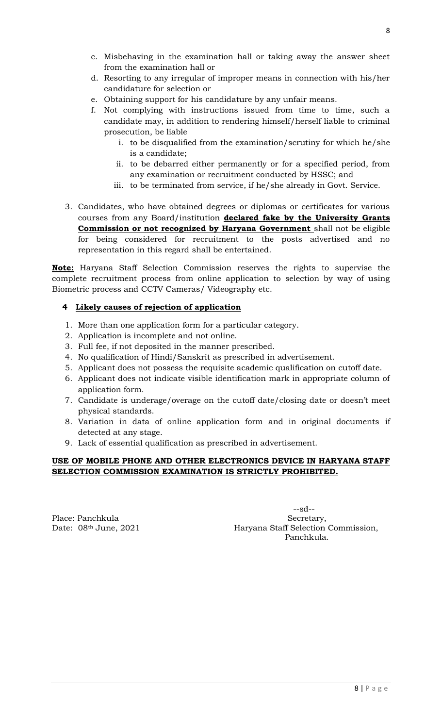c. Misbehaving in the examination hall or taking away the answer sheet from the examination hall or

d. Resorting to any irregular of improper means in connection with his/her candidature for selection or

e. Obtaining support for his candidature by any unfair means.

f. Not complying with instructions issued from time to time, such a candidate may, in addition to rendering himself/herself liable to criminal prosecution, be liable

   i. to be disqualified from the examination/scrutiny for which he/she is a candidate;

   ii. to be debarred either permanently or for a specified period, from any examination or recruitment conducted by HSSC; and

   iii. to be terminated from service, if he/she already in Govt. Service.

3. Candidates, who have obtained degrees or diplomas or certificates for various courses from any Board/institution **declared fake by the University Grants Commission or not recognized by Haryana Government** shall not be eligible for being considered for recruitment to the posts advertised and no representation in this regard shall be entertained.

**Note:** Haryana Staff Selection Commission reserves the rights to supervise the complete recruitment process from online application to selection by way of using Biometric process and CCTV Cameras/ Videography etc.

### 4 Likely causes of rejection of application

1. More than one application form for a particular category.
2. Application is incomplete and not online.
3. Full fee, if not deposited in the manner prescribed.
4. No qualification of Hindi/Sanskrit as prescribed in advertisement.
5. Applicant does not possess the requisite academic qualification on cutoff date.
6. Applicant does not indicate visible identification mark in appropriate column of application form.
7. Candidate is underage/overage on the cutoff date/closing date or doesn't meet physical standards.
8. Variation in data of online application form and in original documents if detected at any stage.
9. Lack of essential qualification as prescribed in advertisement.

**USE OF MOBILE PHONE AND OTHER ELECTRONICS DEVICE IN HARYANA STAFF SELECTION COMMISSION EXAMINATION IS STRICTLY PROHIBITED.**

--sd--

Place: Panchkula

Date: 08th June, 2021

Secretary,
Haryana Staff Selection Commission,
Panchkula.